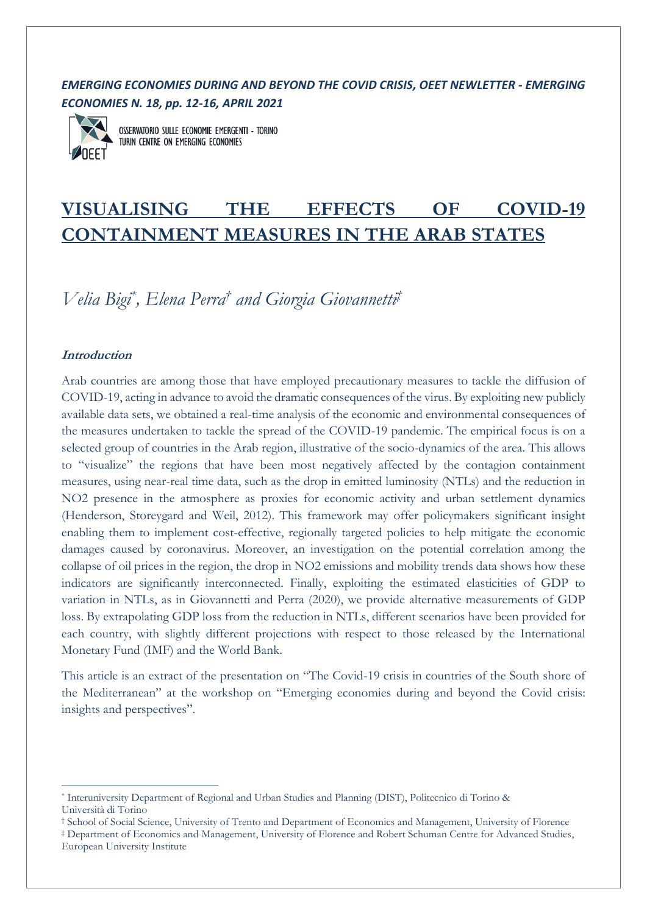*EMERGING ECONOMIES DURING AND BEYOND THE COVID CRISIS, OEET NEWLETTER - EMERGING ECONOMIES N. 18, pp. 12-16, APRIL 2021*

OSSERVATORIO SULLE ECONOMIE EMERGENTI - TORINO
TURIN CENTRE ON EMERGING ECONOMIES

# VISUALISING THE EFFECTS OF COVID-19 CONTAINMENT MEASURES IN THE ARAB STATES

*Velia Bigi*[*], *Elena Perra*[†] *and Giorgia Giovannetti*[‡]

### Introduction

Arab countries are among those that have employed precautionary measures to tackle the diffusion of COVID-19, acting in advance to avoid the dramatic consequences of the virus. By exploiting new publicly available data sets, we obtained a real-time analysis of the economic and environmental consequences of the measures undertaken to tackle the spread of the COVID-19 pandemic. The empirical focus is on a selected group of countries in the Arab region, illustrative of the socio-dynamics of the area. This allows to "visualize" the regions that have been most negatively affected by the contagion containment measures, using near-real time data, such as the drop in emitted luminosity (NTLs) and the reduction in NO2 presence in the atmosphere as proxies for economic activity and urban settlement dynamics (Henderson, Storeygard and Weil, 2012). This framework may offer policymakers significant insight enabling them to implement cost-effective, regionally targeted policies to help mitigate the economic damages caused by coronavirus. Moreover, an investigation on the potential correlation among the collapse of oil prices in the region, the drop in NO2 emissions and mobility trends data shows how these indicators are significantly interconnected. Finally, exploiting the estimated elasticities of GDP to variation in NTLs, as in Giovannetti and Perra (2020), we provide alternative measurements of GDP loss. By extrapolating GDP loss from the reduction in NTLs, different scenarios have been provided for each country, with slightly different projections with respect to those released by the International Monetary Fund (IMF) and the World Bank.

This article is an extract of the presentation on "The Covid-19 crisis in countries of the South shore of the Mediterranean" at the workshop on "Emerging economies during and beyond the Covid crisis: insights and perspectives".

---

[*] Interuniversity Department of Regional and Urban Studies and Planning (DIST), Politecnico di Torino & Università di Torino

[†] School of Social Science, University of Trento and Department of Economics and Management, University of Florence

[‡] Department of Economics and Management, University of Florence and Robert Schuman Centre for Advanced Studies, European University Institute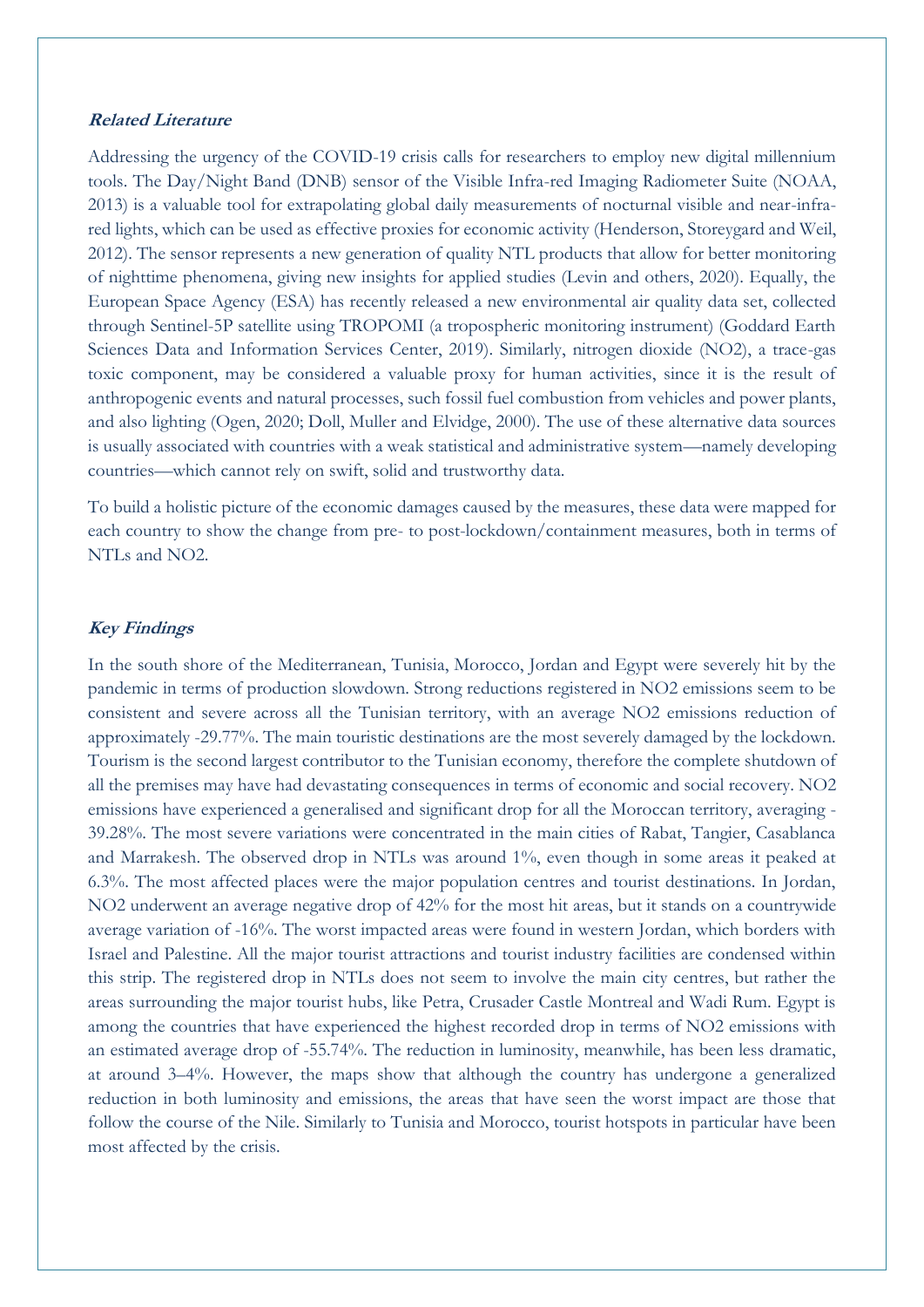***Related Literature***

Addressing the urgency of the COVID-19 crisis calls for researchers to employ new digital millennium tools. The Day/Night Band (DNB) sensor of the Visible Infra-red Imaging Radiometer Suite (NOAA, 2013) is a valuable tool for extrapolating global daily measurements of nocturnal visible and near-infra-red lights, which can be used as effective proxies for economic activity (Henderson, Storeygard and Weil, 2012). The sensor represents a new generation of quality NTL products that allow for better monitoring of nighttime phenomena, giving new insights for applied studies (Levin and others, 2020). Equally, the European Space Agency (ESA) has recently released a new environmental air quality data set, collected through Sentinel-5P satellite using TROPOMI (a tropospheric monitoring instrument) (Goddard Earth Sciences Data and Information Services Center, 2019). Similarly, nitrogen dioxide ($NO_2$), a trace-gas toxic component, may be considered a valuable proxy for human activities, since it is the result of anthropogenic events and natural processes, such fossil fuel combustion from vehicles and power plants, and also lighting (Ogen, 2020; Doll, Muller and Elvidge, 2000). The use of these alternative data sources is usually associated with countries with a weak statistical and administrative system—namely developing countries—which cannot rely on swift, solid and trustworthy data.

To build a holistic picture of the economic damages caused by the measures, these data were mapped for each country to show the change from pre- to post-lockdown/containment measures, both in terms of NTLs and $NO_2$.

***Key Findings***

In the south shore of the Mediterranean, Tunisia, Morocco, Jordan and Egypt were severely hit by the pandemic in terms of production slowdown. Strong reductions registered in $NO_2$ emissions seem to be consistent and severe across all the Tunisian territory, with an average $NO_2$ emissions reduction of approximately -29.77%. The main touristic destinations are the most severely damaged by the lockdown. Tourism is the second largest contributor to the Tunisian economy, therefore the complete shutdown of all the premises may have had devastating consequences in terms of economic and social recovery. $NO_2$ emissions have experienced a generalised and significant drop for all the Moroccan territory, averaging -39.28%. The most severe variations were concentrated in the main cities of Rabat, Tangier, Casablanca and Marrakesh. The observed drop in NTLs was around 1%, even though in some areas it peaked at 6.3%. The most affected places were the major population centres and tourist destinations. In Jordan, $NO_2$ underwent an average negative drop of 42% for the most hit areas, but it stands on a countrywide average variation of -16%. The worst impacted areas were found in western Jordan, which borders with Israel and Palestine. All the major tourist attractions and tourist industry facilities are condensed within this strip. The registered drop in NTLs does not seem to involve the main city centres, but rather the areas surrounding the major tourist hubs, like Petra, Crusader Castle Montreal and Wadi Rum. Egypt is among the countries that have experienced the highest recorded drop in terms of $NO_2$ emissions with an estimated average drop of -55.74%. The reduction in luminosity, meanwhile, has been less dramatic, at around 3–4%. However, the maps show that although the country has undergone a generalized reduction in both luminosity and emissions, the areas that have seen the worst impact are those that follow the course of the Nile. Similarly to Tunisia and Morocco, tourist hotspots in particular have been most affected by the crisis.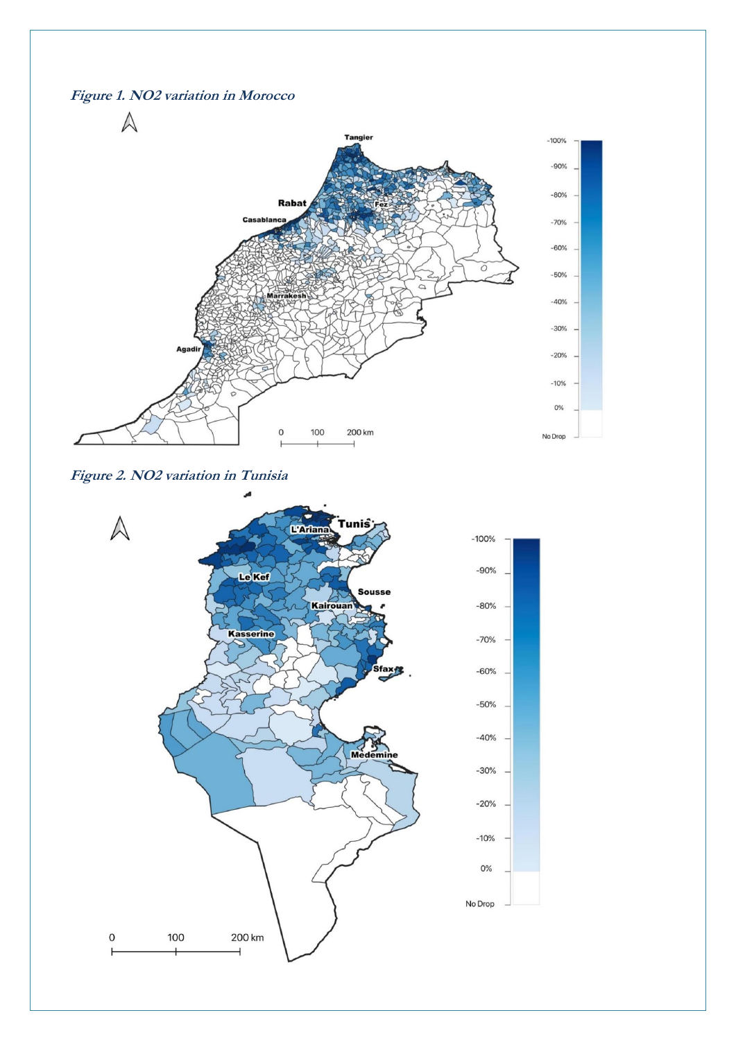***Figure 1. NO2 variation in Morocco***

***Figure 2. NO2 variation in Tunisia***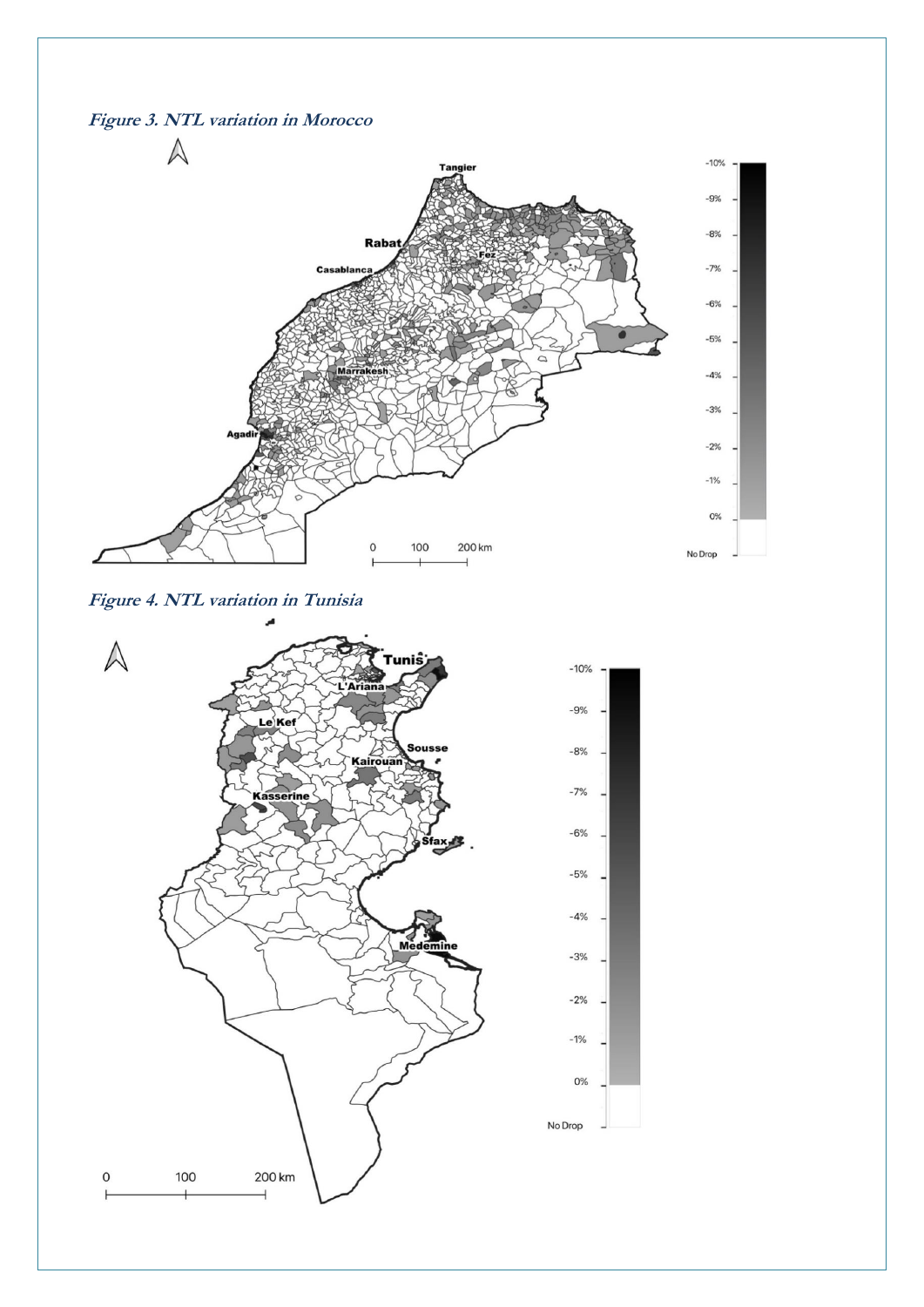***Figure 3. NTL variation in Morocco***

***Figure 4. NTL variation in Tunisia***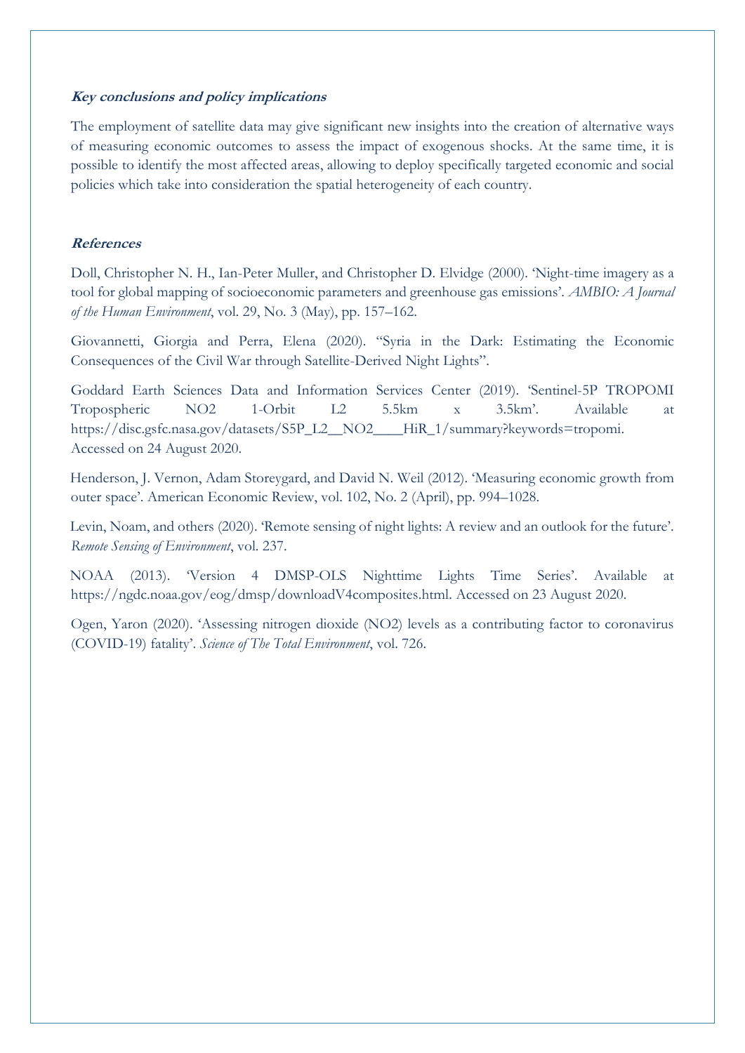***Key conclusions and policy implications***

The employment of satellite data may give significant new insights into the creation of alternative ways of measuring economic outcomes to assess the impact of exogenous shocks. At the same time, it is possible to identify the most affected areas, allowing to deploy specifically targeted economic and social policies which take into consideration the spatial heterogeneity of each country.

***References***

Doll, Christopher N. H., Ian-Peter Muller, and Christopher D. Elvidge (2000). 'Night-time imagery as a tool for global mapping of socioeconomic parameters and greenhouse gas emissions'. *AMBIO: A Journal of the Human Environment*, vol. 29, No. 3 (May), pp. 157–162.

Giovannetti, Giorgia and Perra, Elena (2020). "Syria in the Dark: Estimating the Economic Consequences of the Civil War through Satellite-Derived Night Lights".

Goddard Earth Sciences Data and Information Services Center (2019). 'Sentinel-5P TROPOMI Tropospheric NO2 1-Orbit L2 5.5km x 3.5km'. Available at https://disc.gsfc.nasa.gov/datasets/S5P_L2__NO2____HiR_1/summary?keywords=tropomi. Accessed on 24 August 2020.

Henderson, J. Vernon, Adam Storeygard, and David N. Weil (2012). 'Measuring economic growth from outer space'. American Economic Review, vol. 102, No. 2 (April), pp. 994–1028.

Levin, Noam, and others (2020). 'Remote sensing of night lights: A review and an outlook for the future'. *Remote Sensing of Environment*, vol. 237.

NOAA (2013). 'Version 4 DMSP-OLS Nighttime Lights Time Series'. Available at https://ngdc.noaa.gov/eog/dmsp/downloadV4composites.html. Accessed on 23 August 2020.

Ogen, Yaron (2020). 'Assessing nitrogen dioxide (NO2) levels as a contributing factor to coronavirus (COVID-19) fatality'. *Science of The Total Environment*, vol. 726.